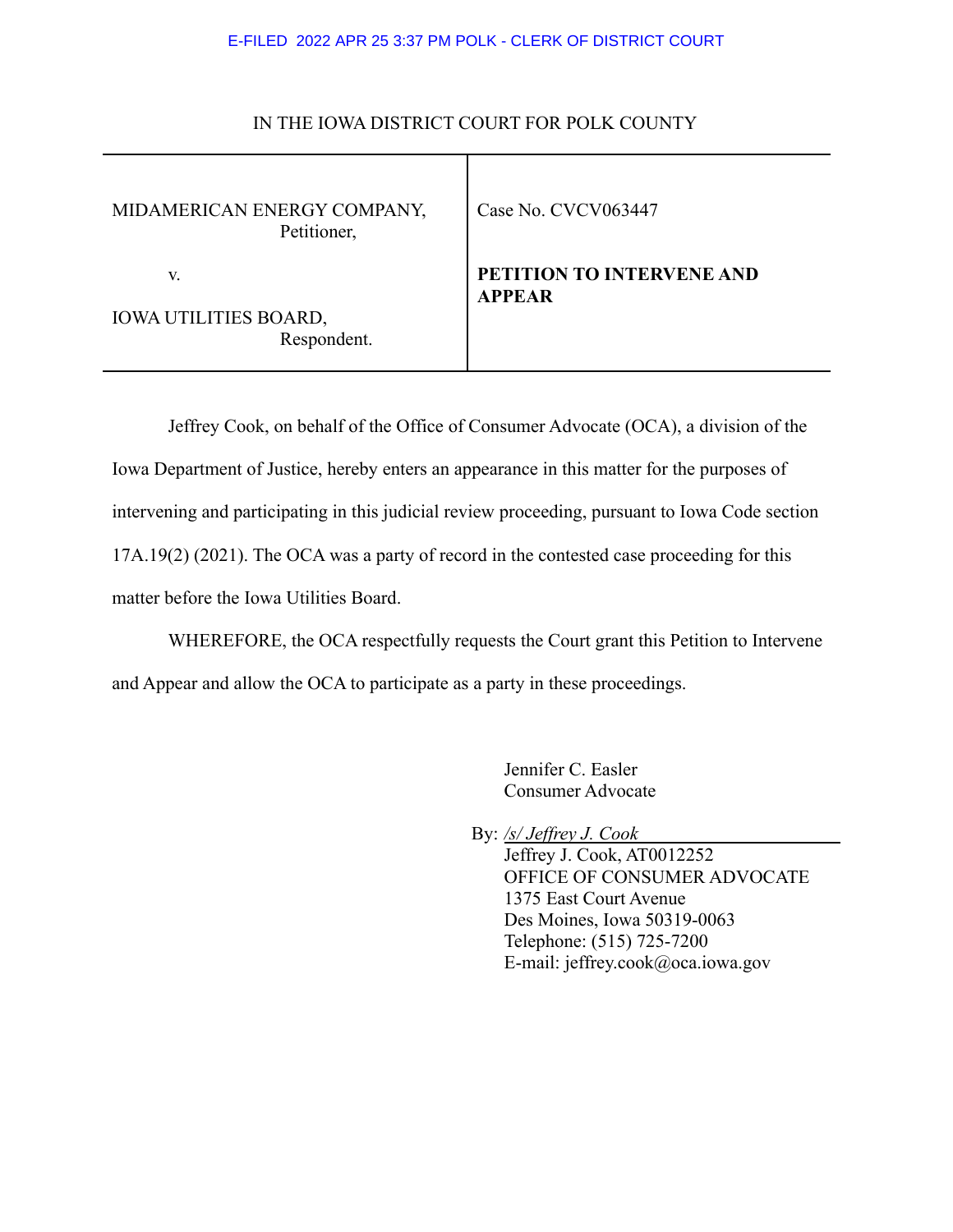E-FILED 2022 APR 25 3:37 PM POLK - CLERK OF DISTRICT COURT

IN THE IOWA DISTRICT COURT FOR POLK COUNTY

| | |
|---|---|
| MIDAMERICAN ENERGY COMPANY,<br>Petitioner, | Case No. CVCV063447 |
| v.<br><br>IOWA UTILITIES BOARD,<br>Respondent. | **PETITION TO INTERVENE AND APPEAR** |

Jeffrey Cook, on behalf of the Office of Consumer Advocate (OCA), a division of the Iowa Department of Justice, hereby enters an appearance in this matter for the purposes of intervening and participating in this judicial review proceeding, pursuant to Iowa Code section 17A.19(2) (2021). The OCA was a party of record in the contested case proceeding for this matter before the Iowa Utilities Board.

WHEREFORE, the OCA respectfully requests the Court grant this Petition to Intervene and Appear and allow the OCA to participate as a party in these proceedings.

Jennifer C. Easler
Consumer Advocate

By: *_/s/ Jeffrey J. Cook_*
Jeffrey J. Cook, AT0012252
OFFICE OF CONSUMER ADVOCATE
1375 East Court Avenue
Des Moines, Iowa 50319-0063
Telephone: (515) 725-7200
E-mail: jeffrey.cook@oca.iowa.gov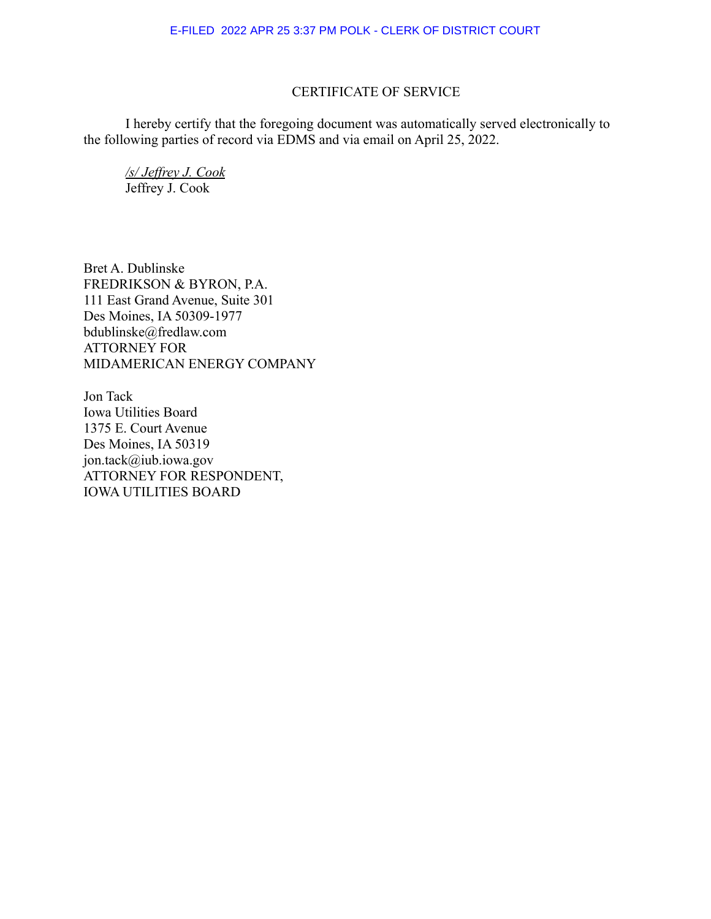## CERTIFICATE OF SERVICE

I hereby certify that the foregoing document was automatically served electronically to the following parties of record via EDMS and via email on April 25, 2022.

*/s/ Jeffrey J. Cook*
Jeffrey J. Cook

Bret A. Dublinske
FREDRIKSON & BYRON, P.A.
111 East Grand Avenue, Suite 301
Des Moines, IA 50309-1977
bdublinske@fredlaw.com
ATTORNEY FOR
MIDAMERICAN ENERGY COMPANY

Jon Tack
Iowa Utilities Board
1375 E. Court Avenue
Des Moines, IA 50319
jon.tack@iub.iowa.gov
ATTORNEY FOR RESPONDENT,
IOWA UTILITIES BOARD